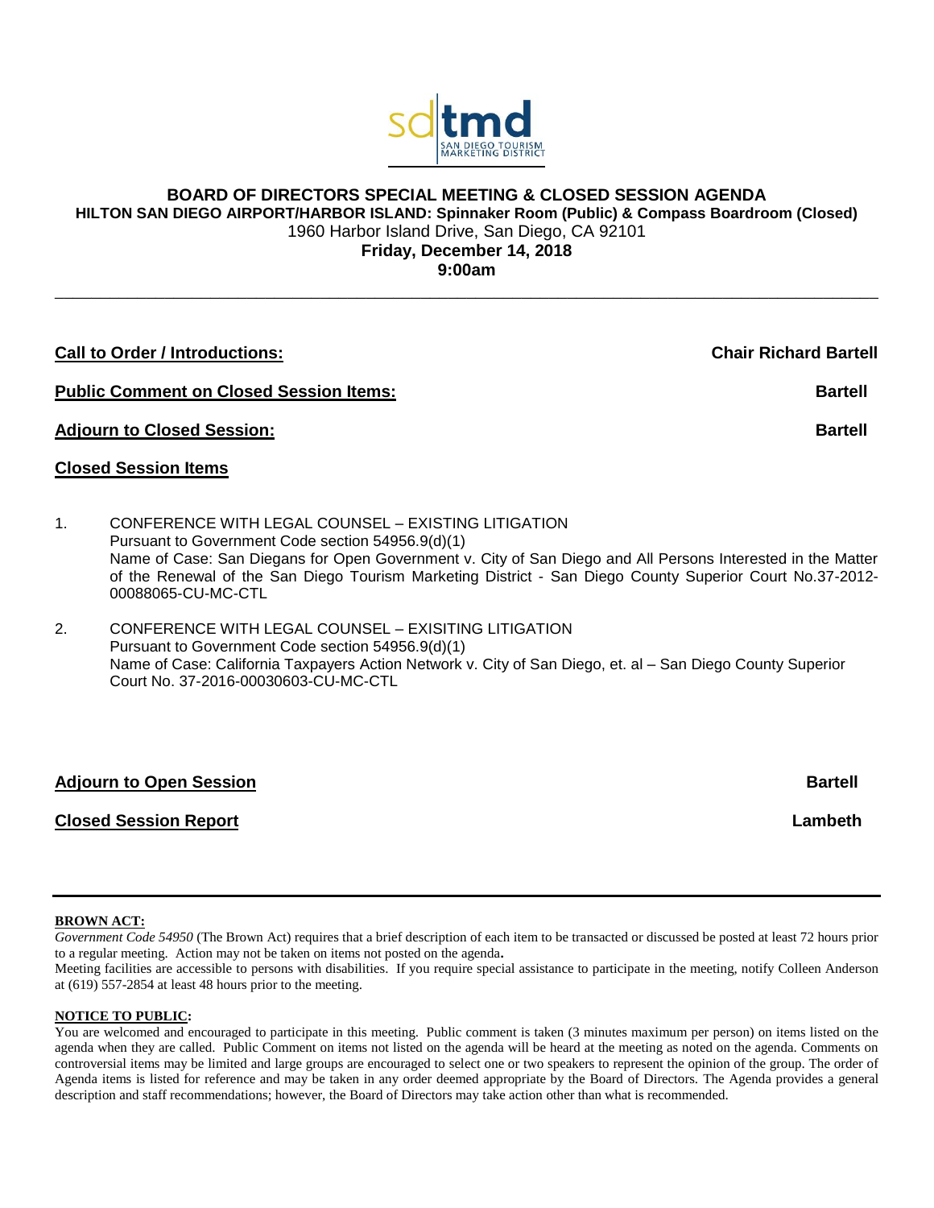sdtmd SAN DIEGO TOURISM MARKETING DISTRICT

# BOARD OF DIRECTORS SPECIAL MEETING & CLOSED SESSION AGENDA

**HILTON SAN DIEGO AIRPORT/HARBOR ISLAND: Spinnaker Room (Public) & Compass Boardroom (Closed)**

1960 Harbor Island Drive, San Diego, CA 92101

**Friday, December 14, 2018**

**9:00am**

---

**Call to Order / Introductions:** — **Chair Richard Bartell**

**Public Comment on Closed Session Items:** — **Bartell**

**Adjourn to Closed Session:** — **Bartell**

**Closed Session Items**

1. CONFERENCE WITH LEGAL COUNSEL – EXISTING LITIGATION
   Pursuant to Government Code section 54956.9(d)(1)
   Name of Case: San Diegans for Open Government v. City of San Diego and All Persons Interested in the Matter of the Renewal of the San Diego Tourism Marketing District - San Diego County Superior Court No.37-2012-00088065-CU-MC-CTL

2. CONFERENCE WITH LEGAL COUNSEL – EXISITING LITIGATION
   Pursuant to Government Code section 54956.9(d)(1)
   Name of Case: California Taxpayers Action Network v. City of San Diego, et. al – San Diego County Superior Court No. 37-2016-00030603-CU-MC-CTL

**Adjourn to Open Session** — **Bartell**

**Closed Session Report** — **Lambeth**

---

**BROWN ACT:**

*Government Code 54950* (The Brown Act) requires that a brief description of each item to be transacted or discussed be posted at least 72 hours prior to a regular meeting. Action may not be taken on items not posted on the agenda**.**

Meeting facilities are accessible to persons with disabilities. If you require special assistance to participate in the meeting, notify Colleen Anderson at (619) 557-2854 at least 48 hours prior to the meeting.

**NOTICE TO PUBLIC:**

You are welcomed and encouraged to participate in this meeting. Public comment is taken (3 minutes maximum per person) on items listed on the agenda when they are called. Public Comment on items not listed on the agenda will be heard at the meeting as noted on the agenda. Comments on controversial items may be limited and large groups are encouraged to select one or two speakers to represent the opinion of the group. The order of Agenda items is listed for reference and may be taken in any order deemed appropriate by the Board of Directors. The Agenda provides a general description and staff recommendations; however, the Board of Directors may take action other than what is recommended.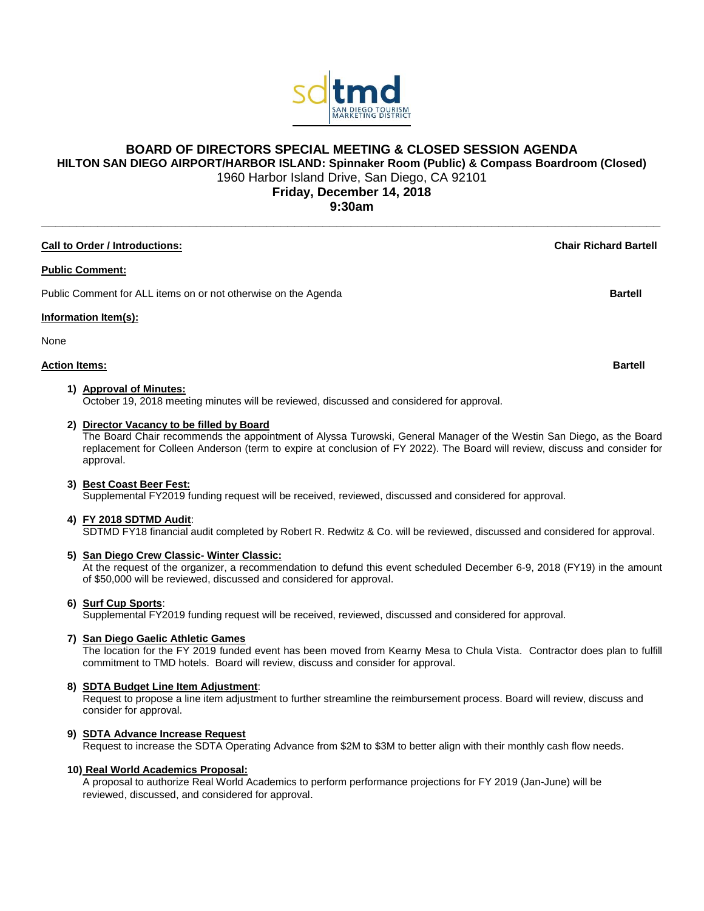sdtmd
SAN DIEGO TOURISM MARKETING DISTRICT

# BOARD OF DIRECTORS SPECIAL MEETING & CLOSED SESSION AGENDA

**HILTON SAN DIEGO AIRPORT/HARBOR ISLAND: Spinnaker Room (Public) & Compass Boardroom (Closed)**

1960 Harbor Island Drive, San Diego, CA 92101

**Friday, December 14, 2018**

**9:30am**

---

**Call to Order / Introductions:** **Chair Richard Bartell**

**Public Comment:**

Public Comment for ALL items on or not otherwise on the Agenda **Bartell**

**Information Item(s):**

None

**Action Items:** **Bartell**

1) **Approval of Minutes:**
October 19, 2018 meeting minutes will be reviewed, discussed and considered for approval.

2) **Director Vacancy to be filled by Board**
The Board Chair recommends the appointment of Alyssa Turowski, General Manager of the Westin San Diego, as the Board replacement for Colleen Anderson (term to expire at conclusion of FY 2022). The Board will review, discuss and consider for approval.

3) **Best Coast Beer Fest:**
Supplemental FY2019 funding request will be received, reviewed, discussed and considered for approval.

4) **FY 2018 SDTMD Audit**:
SDTMD FY18 financial audit completed by Robert R. Redwitz & Co. will be reviewed, discussed and considered for approval.

5) **San Diego Crew Classic- Winter Classic:**
At the request of the organizer, a recommendation to defund this event scheduled December 6-9, 2018 (FY19) in the amount of $50,000 will be reviewed, discussed and considered for approval.

6) **Surf Cup Sports**:
Supplemental FY2019 funding request will be received, reviewed, discussed and considered for approval.

7) **San Diego Gaelic Athletic Games**
The location for the FY 2019 funded event has been moved from Kearny Mesa to Chula Vista. Contractor does plan to fulfill commitment to TMD hotels. Board will review, discuss and consider for approval.

8) **SDTA Budget Line Item Adjustment**:
Request to propose a line item adjustment to further streamline the reimbursement process. Board will review, discuss and consider for approval.

9) **SDTA Advance Increase Request**
Request to increase the SDTA Operating Advance from $2M to $3M to better align with their monthly cash flow needs.

10) **Real World Academics Proposal:**
A proposal to authorize Real World Academics to perform performance projections for FY 2019 (Jan-June) will be reviewed, discussed, and considered for approval.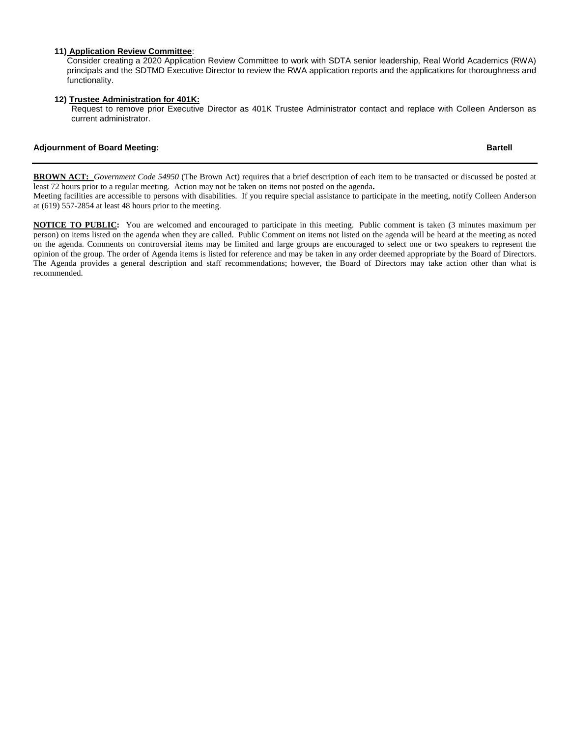**11) Application Review Committee**:

Consider creating a 2020 Application Review Committee to work with SDTA senior leadership, Real World Academics (RWA) principals and the SDTMD Executive Director to review the RWA application reports and the applications for thoroughness and functionality.

**12) Trustee Administration for 401K:**

Request to remove prior Executive Director as 401K Trustee Administrator contact and replace with Colleen Anderson as current administrator.

**Adjournment of Board Meeting:** **Bartell**

---

**BROWN ACT:** *Government Code 54950* (The Brown Act) requires that a brief description of each item to be transacted or discussed be posted at least 72 hours prior to a regular meeting. Action may not be taken on items not posted on the agenda**.**

Meeting facilities are accessible to persons with disabilities. If you require special assistance to participate in the meeting, notify Colleen Anderson at (619) 557-2854 at least 48 hours prior to the meeting.

**NOTICE TO PUBLIC:** You are welcomed and encouraged to participate in this meeting. Public comment is taken (3 minutes maximum per person) on items listed on the agenda when they are called. Public Comment on items not listed on the agenda will be heard at the meeting as noted on the agenda. Comments on controversial items may be limited and large groups are encouraged to select one or two speakers to represent the opinion of the group. The order of Agenda items is listed for reference and may be taken in any order deemed appropriate by the Board of Directors. The Agenda provides a general description and staff recommendations; however, the Board of Directors may take action other than what is recommended.